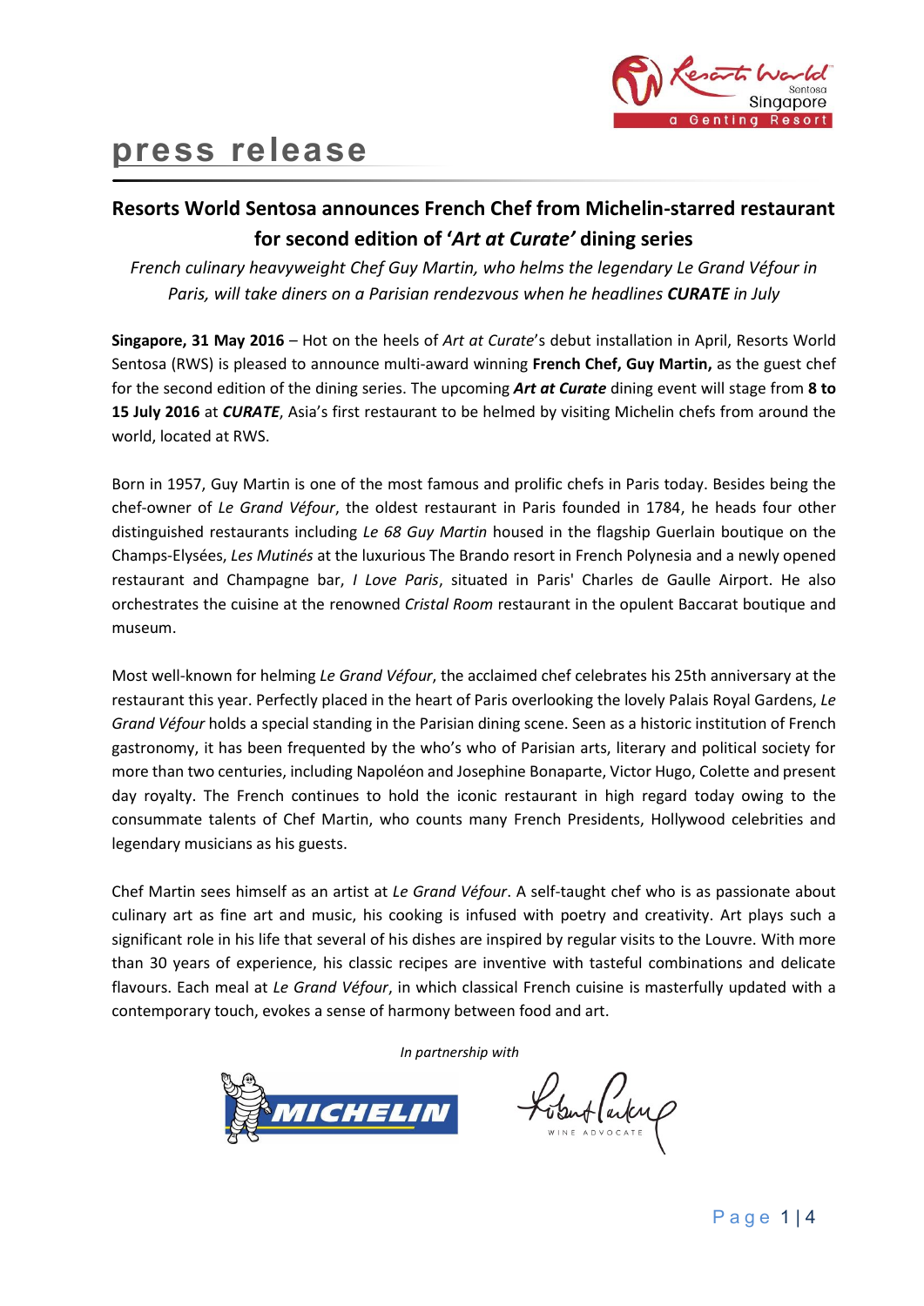press release

## Resorts World Sentosa announces French Chef from Michelin-starred restaurant for second edition of '*Art at Curate*' dining series

*French culinary heavyweight Chef Guy Martin, who helms the legendary Le Grand Véfour in Paris, will take diners on a Parisian rendezvous when he headlines **CURATE** in July*

**Singapore, 31 May 2016** – Hot on the heels of *Art at Curate*'s debut installation in April, Resorts World Sentosa (RWS) is pleased to announce multi-award winning **French Chef, Guy Martin,** as the guest chef for the second edition of the dining series. The upcoming ***Art at Curate*** dining event will stage from **8 to 15 July 2016** at ***CURATE***, Asia's first restaurant to be helmed by visiting Michelin chefs from around the world, located at RWS.

Born in 1957, Guy Martin is one of the most famous and prolific chefs in Paris today. Besides being the chef-owner of *Le Grand Véfour*, the oldest restaurant in Paris founded in 1784, he heads four other distinguished restaurants including *Le 68 Guy Martin* housed in the flagship Guerlain boutique on the Champs-Elysées, *Les Mutinés* at the luxurious The Brando resort in French Polynesia and a newly opened restaurant and Champagne bar, *I Love Paris*, situated in Paris' Charles de Gaulle Airport. He also orchestrates the cuisine at the renowned *Cristal Room* restaurant in the opulent Baccarat boutique and museum.

Most well-known for helming *Le Grand Véfour*, the acclaimed chef celebrates his 25th anniversary at the restaurant this year. Perfectly placed in the heart of Paris overlooking the lovely Palais Royal Gardens, *Le Grand Véfour* holds a special standing in the Parisian dining scene. Seen as a historic institution of French gastronomy, it has been frequented by the who's who of Parisian arts, literary and political society for more than two centuries, including Napoléon and Josephine Bonaparte, Victor Hugo, Colette and present day royalty. The French continues to hold the iconic restaurant in high regard today owing to the consummate talents of Chef Martin, who counts many French Presidents, Hollywood celebrities and legendary musicians as his guests.

Chef Martin sees himself as an artist at *Le Grand Véfour*. A self-taught chef who is as passionate about culinary art as fine art and music, his cooking is infused with poetry and creativity. Art plays such a significant role in his life that several of his dishes are inspired by regular visits to the Louvre. With more than 30 years of experience, his classic recipes are inventive with tasteful combinations and delicate flavours. Each meal at *Le Grand Véfour*, in which classical French cuisine is masterfully updated with a contemporary touch, evokes a sense of harmony between food and art.

*In partnership with*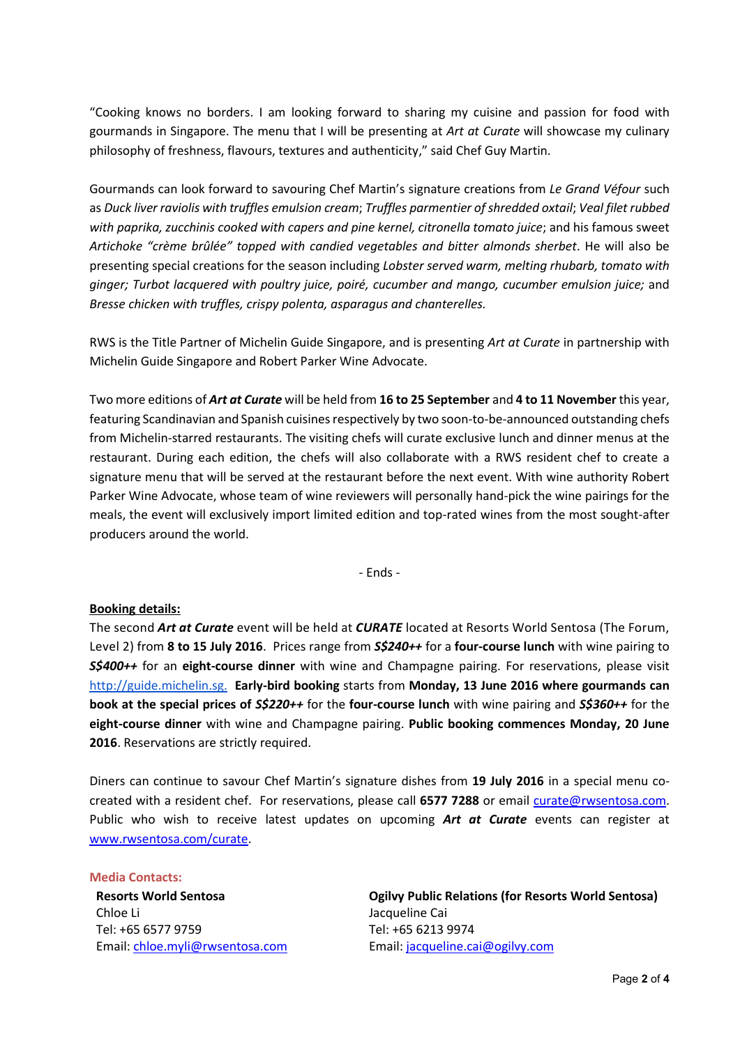"Cooking knows no borders. I am looking forward to sharing my cuisine and passion for food with gourmands in Singapore. The menu that I will be presenting at *Art at Curate* will showcase my culinary philosophy of freshness, flavours, textures and authenticity," said Chef Guy Martin.

Gourmands can look forward to savouring Chef Martin's signature creations from *Le Grand Véfour* such as *Duck liver raviolis with truffles emulsion cream*; *Truffles parmentier of shredded oxtail*; *Veal filet rubbed with paprika, zucchinis cooked with capers and pine kernel, citronella tomato juice*; and his famous sweet *Artichoke "crème brûlée" topped with candied vegetables and bitter almonds sherbet*. He will also be presenting special creations for the season including *Lobster served warm, melting rhubarb, tomato with ginger; Turbot lacquered with poultry juice, poiré, cucumber and mango, cucumber emulsion juice;* and *Bresse chicken with truffles, crispy polenta, asparagus and chanterelles.*

RWS is the Title Partner of Michelin Guide Singapore, and is presenting *Art at Curate* in partnership with Michelin Guide Singapore and Robert Parker Wine Advocate.

Two more editions of ***Art at Curate*** will be held from **16 to 25 September** and **4 to 11 November** this year, featuring Scandinavian and Spanish cuisines respectively by two soon-to-be-announced outstanding chefs from Michelin-starred restaurants. The visiting chefs will curate exclusive lunch and dinner menus at the restaurant. During each edition, the chefs will also collaborate with a RWS resident chef to create a signature menu that will be served at the restaurant before the next event. With wine authority Robert Parker Wine Advocate, whose team of wine reviewers will personally hand-pick the wine pairings for the meals, the event will exclusively import limited edition and top-rated wines from the most sought-after producers around the world.

- Ends -

**Booking details:**

The second ***Art at Curate*** event will be held at ***CURATE*** located at Resorts World Sentosa (The Forum, Level 2) from **8 to 15 July 2016**. Prices range from ***S$240++*** for a **four-course lunch** with wine pairing to ***S$400++*** for an **eight-course dinner** with wine and Champagne pairing. For reservations, please visit http://guide.michelin.sg. **Early-bird booking** starts from **Monday, 13 June 2016 where gourmands can book at the special prices of *S$220++*** for the **four-course lunch** with wine pairing and ***S$360++*** for the **eight-course dinner** with wine and Champagne pairing. **Public booking commences Monday, 20 June 2016**. Reservations are strictly required.

Diners can continue to savour Chef Martin's signature dishes from **19 July 2016** in a special menu co-created with a resident chef. For reservations, please call **6577 7288** or email curate@rwsentosa.com. Public who wish to receive latest updates on upcoming ***Art at Curate*** events can register at www.rwsentosa.com/curate.

**Media Contacts:**

**Resorts World Sentosa**
Chloe Li
Tel: +65 6577 9759
Email: chloe.myli@rwsentosa.com

**Ogilvy Public Relations (for Resorts World Sentosa)**
Jacqueline Cai
Tel: +65 6213 9974
Email: jacqueline.cai@ogilvy.com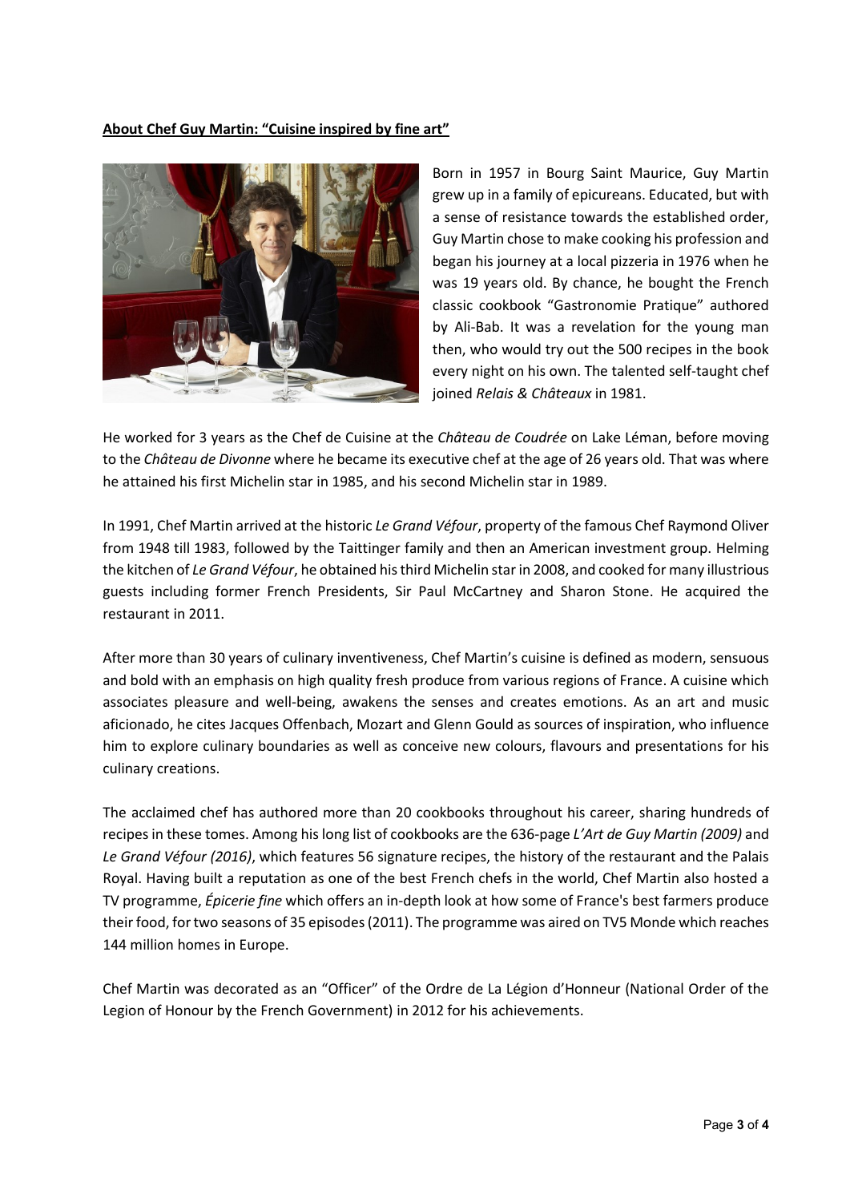**About Chef Guy Martin: "Cuisine inspired by fine art"**

Born in 1957 in Bourg Saint Maurice, Guy Martin grew up in a family of epicureans. Educated, but with a sense of resistance towards the established order, Guy Martin chose to make cooking his profession and began his journey at a local pizzeria in 1976 when he was 19 years old. By chance, he bought the French classic cookbook "Gastronomie Pratique" authored by Ali-Bab. It was a revelation for the young man then, who would try out the 500 recipes in the book every night on his own. The talented self-taught chef joined *Relais & Châteaux* in 1981.

He worked for 3 years as the Chef de Cuisine at the *Château de Coudrée* on Lake Léman, before moving to the *Château de Divonne* where he became its executive chef at the age of 26 years old. That was where he attained his first Michelin star in 1985, and his second Michelin star in 1989.

In 1991, Chef Martin arrived at the historic *Le Grand Véfour*, property of the famous Chef Raymond Oliver from 1948 till 1983, followed by the Taittinger family and then an American investment group. Helming the kitchen of *Le Grand Véfour*, he obtained his third Michelin star in 2008, and cooked for many illustrious guests including former French Presidents, Sir Paul McCartney and Sharon Stone. He acquired the restaurant in 2011.

After more than 30 years of culinary inventiveness, Chef Martin's cuisine is defined as modern, sensuous and bold with an emphasis on high quality fresh produce from various regions of France. A cuisine which associates pleasure and well-being, awakens the senses and creates emotions. As an art and music aficionado, he cites Jacques Offenbach, Mozart and Glenn Gould as sources of inspiration, who influence him to explore culinary boundaries as well as conceive new colours, flavours and presentations for his culinary creations.

The acclaimed chef has authored more than 20 cookbooks throughout his career, sharing hundreds of recipes in these tomes. Among his long list of cookbooks are the 636-page *L'Art de Guy Martin (2009)* and *Le Grand Véfour (2016)*, which features 56 signature recipes, the history of the restaurant and the Palais Royal. Having built a reputation as one of the best French chefs in the world, Chef Martin also hosted a TV programme, *Épicerie fine* which offers an in-depth look at how some of France's best farmers produce their food, for two seasons of 35 episodes (2011). The programme was aired on TV5 Monde which reaches 144 million homes in Europe.

Chef Martin was decorated as an "Officer" of the Ordre de La Légion d'Honneur (National Order of the Legion of Honour by the French Government) in 2012 for his achievements.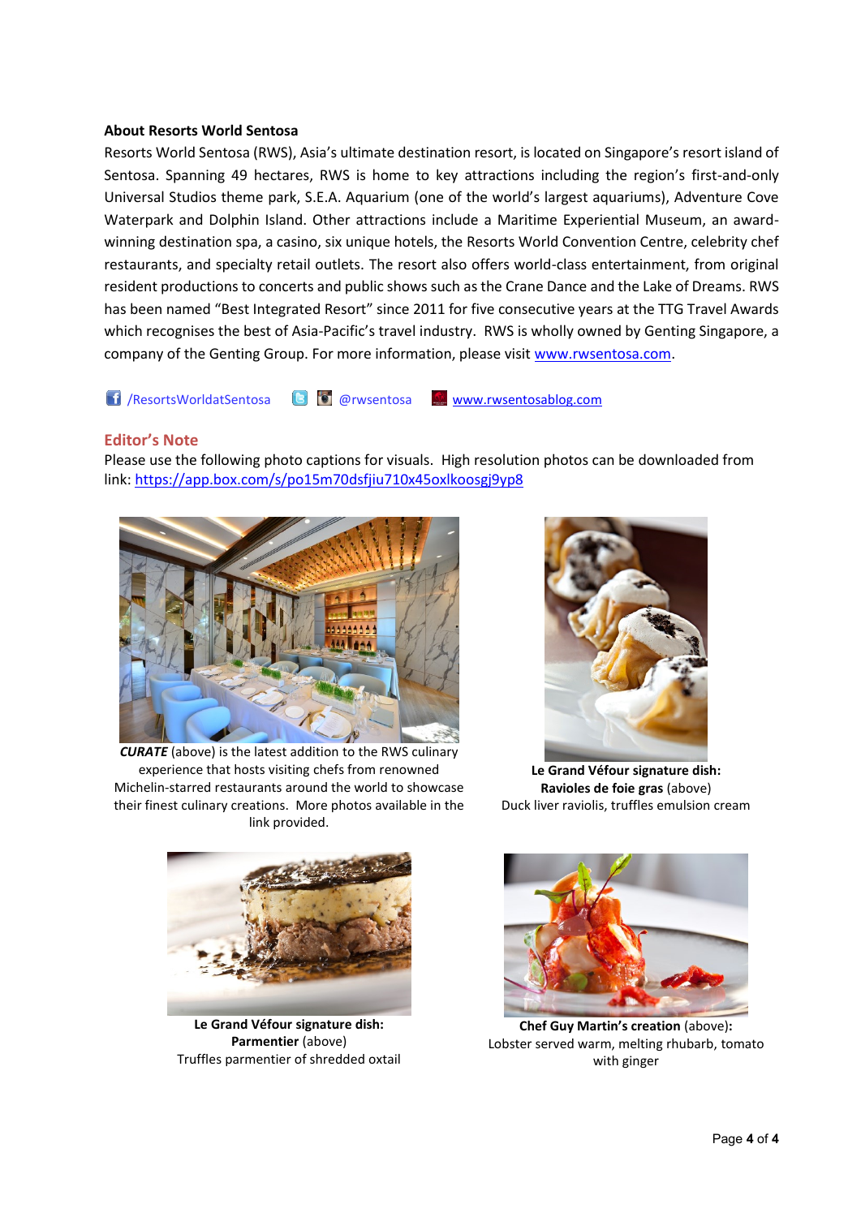**About Resorts World Sentosa**

Resorts World Sentosa (RWS), Asia's ultimate destination resort, is located on Singapore's resort island of Sentosa. Spanning 49 hectares, RWS is home to key attractions including the region's first-and-only Universal Studios theme park, S.E.A. Aquarium (one of the world's largest aquariums), Adventure Cove Waterpark and Dolphin Island. Other attractions include a Maritime Experiential Museum, an award-winning destination spa, a casino, six unique hotels, the Resorts World Convention Centre, celebrity chef restaurants, and specialty retail outlets. The resort also offers world-class entertainment, from original resident productions to concerts and public shows such as the Crane Dance and the Lake of Dreams. RWS has been named "Best Integrated Resort" since 2011 for five consecutive years at the TTG Travel Awards which recognises the best of Asia-Pacific's travel industry. RWS is wholly owned by Genting Singapore, a company of the Genting Group. For more information, please visit www.rwsentosa.com.

/ResortsWorldatSentosa @rwsentosa www.rwsentosablog.com

## Editor's Note

Please use the following photo captions for visuals. High resolution photos can be downloaded from link: https://app.box.com/s/po15m70dsfjiu710x45oxlkoosgj9yp8

***CURATE*** (above) is the latest addition to the RWS culinary experience that hosts visiting chefs from renowned Michelin-starred restaurants around the world to showcase their finest culinary creations. More photos available in the link provided.

**Le Grand Véfour signature dish:**
**Ravioles de foie gras** (above)
Duck liver raviolis, truffles emulsion cream

**Le Grand Véfour signature dish:**
**Parmentier** (above)
Truffles parmentier of shredded oxtail

**Chef Guy Martin's creation** (above)**:**
Lobster served warm, melting rhubarb, tomato with ginger